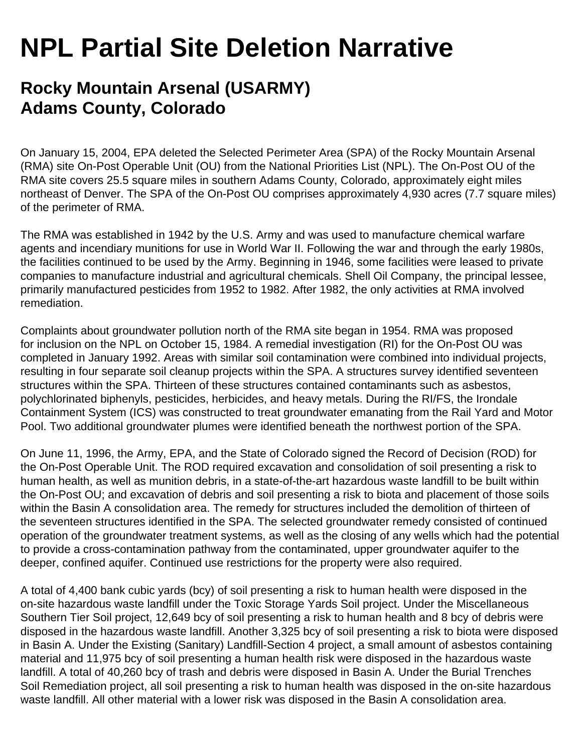# NPL Partial Site Deletion Narrative

## Rocky Mountain Arsenal (USARMY)
## Adams County, Colorado

On January 15, 2004, EPA deleted the Selected Perimeter Area (SPA) of the Rocky Mountain Arsenal (RMA) site On-Post Operable Unit (OU) from the National Priorities List (NPL). The On-Post OU of the RMA site covers 25.5 square miles in southern Adams County, Colorado, approximately eight miles northeast of Denver. The SPA of the On-Post OU comprises approximately 4,930 acres (7.7 square miles) of the perimeter of RMA.

The RMA was established in 1942 by the U.S. Army and was used to manufacture chemical warfare agents and incendiary munitions for use in World War II. Following the war and through the early 1980s, the facilities continued to be used by the Army. Beginning in 1946, some facilities were leased to private companies to manufacture industrial and agricultural chemicals. Shell Oil Company, the principal lessee, primarily manufactured pesticides from 1952 to 1982. After 1982, the only activities at RMA involved remediation.

Complaints about groundwater pollution north of the RMA site began in 1954. RMA was proposed for inclusion on the NPL on October 15, 1984. A remedial investigation (RI) for the On-Post OU was completed in January 1992. Areas with similar soil contamination were combined into individual projects, resulting in four separate soil cleanup projects within the SPA. A structures survey identified seventeen structures within the SPA. Thirteen of these structures contained contaminants such as asbestos, polychlorinated biphenyls, pesticides, herbicides, and heavy metals. During the RI/FS, the Irondale Containment System (ICS) was constructed to treat groundwater emanating from the Rail Yard and Motor Pool. Two additional groundwater plumes were identified beneath the northwest portion of the SPA.

On June 11, 1996, the Army, EPA, and the State of Colorado signed the Record of Decision (ROD) for the On-Post Operable Unit. The ROD required excavation and consolidation of soil presenting a risk to human health, as well as munition debris, in a state-of-the-art hazardous waste landfill to be built within the On-Post OU; and excavation of debris and soil presenting a risk to biota and placement of those soils within the Basin A consolidation area. The remedy for structures included the demolition of thirteen of the seventeen structures identified in the SPA. The selected groundwater remedy consisted of continued operation of the groundwater treatment systems, as well as the closing of any wells which had the potential to provide a cross-contamination pathway from the contaminated, upper groundwater aquifer to the deeper, confined aquifer. Continued use restrictions for the property were also required.

A total of 4,400 bank cubic yards (bcy) of soil presenting a risk to human health were disposed in the on-site hazardous waste landfill under the Toxic Storage Yards Soil project. Under the Miscellaneous Southern Tier Soil project, 12,649 bcy of soil presenting a risk to human health and 8 bcy of debris were disposed in the hazardous waste landfill. Another 3,325 bcy of soil presenting a risk to biota were disposed in Basin A. Under the Existing (Sanitary) Landfill-Section 4 project, a small amount of asbestos containing material and 11,975 bcy of soil presenting a human health risk were disposed in the hazardous waste landfill. A total of 40,260 bcy of trash and debris were disposed in Basin A. Under the Burial Trenches Soil Remediation project, all soil presenting a risk to human health was disposed in the on-site hazardous waste landfill. All other material with a lower risk was disposed in the Basin A consolidation area.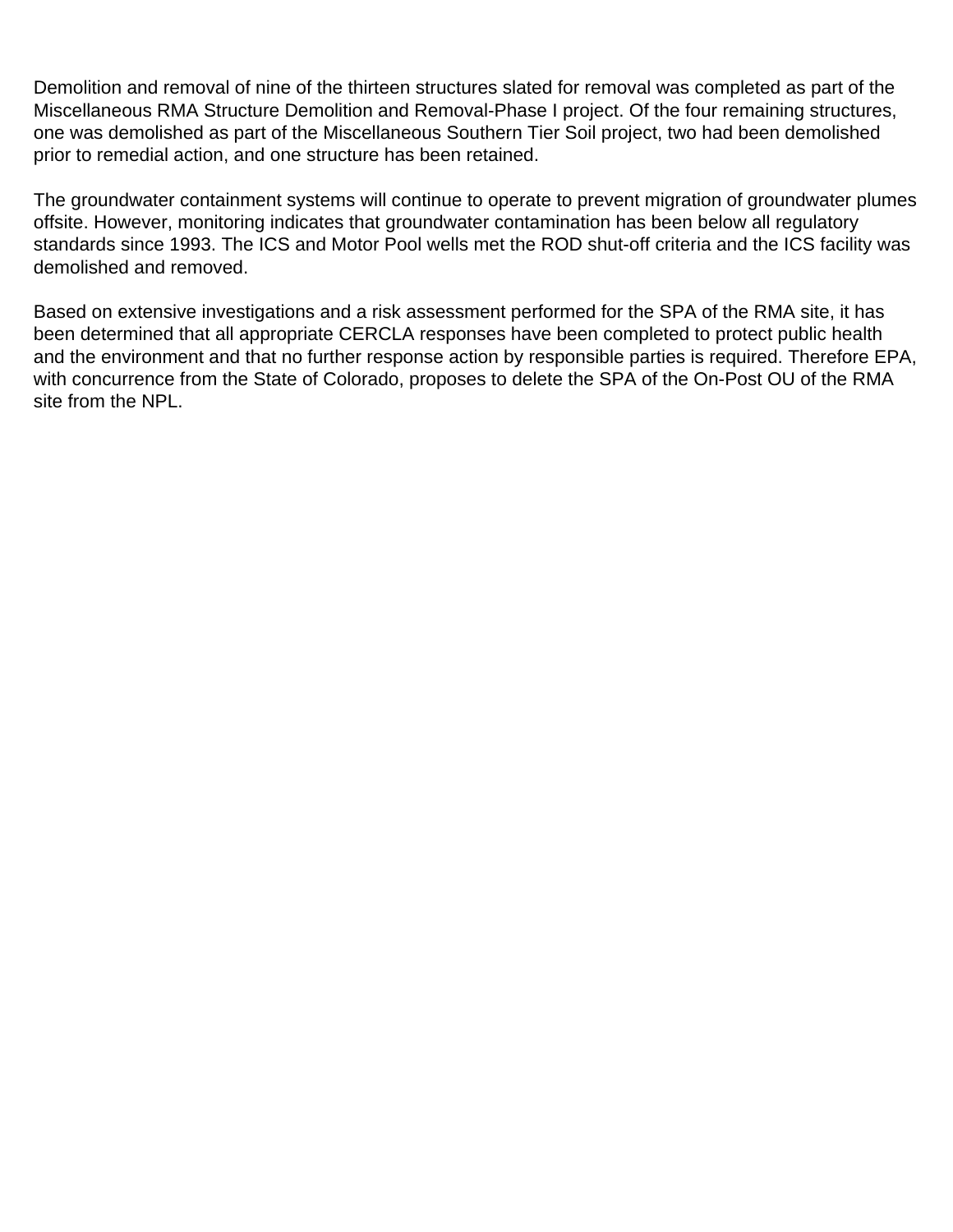Demolition and removal of nine of the thirteen structures slated for removal was completed as part of the Miscellaneous RMA Structure Demolition and Removal-Phase I project. Of the four remaining structures, one was demolished as part of the Miscellaneous Southern Tier Soil project, two had been demolished prior to remedial action, and one structure has been retained.

The groundwater containment systems will continue to operate to prevent migration of groundwater plumes offsite. However, monitoring indicates that groundwater contamination has been below all regulatory standards since 1993. The ICS and Motor Pool wells met the ROD shut-off criteria and the ICS facility was demolished and removed.

Based on extensive investigations and a risk assessment performed for the SPA of the RMA site, it has been determined that all appropriate CERCLA responses have been completed to protect public health and the environment and that no further response action by responsible parties is required. Therefore EPA, with concurrence from the State of Colorado, proposes to delete the SPA of the On-Post OU of the RMA site from the NPL.